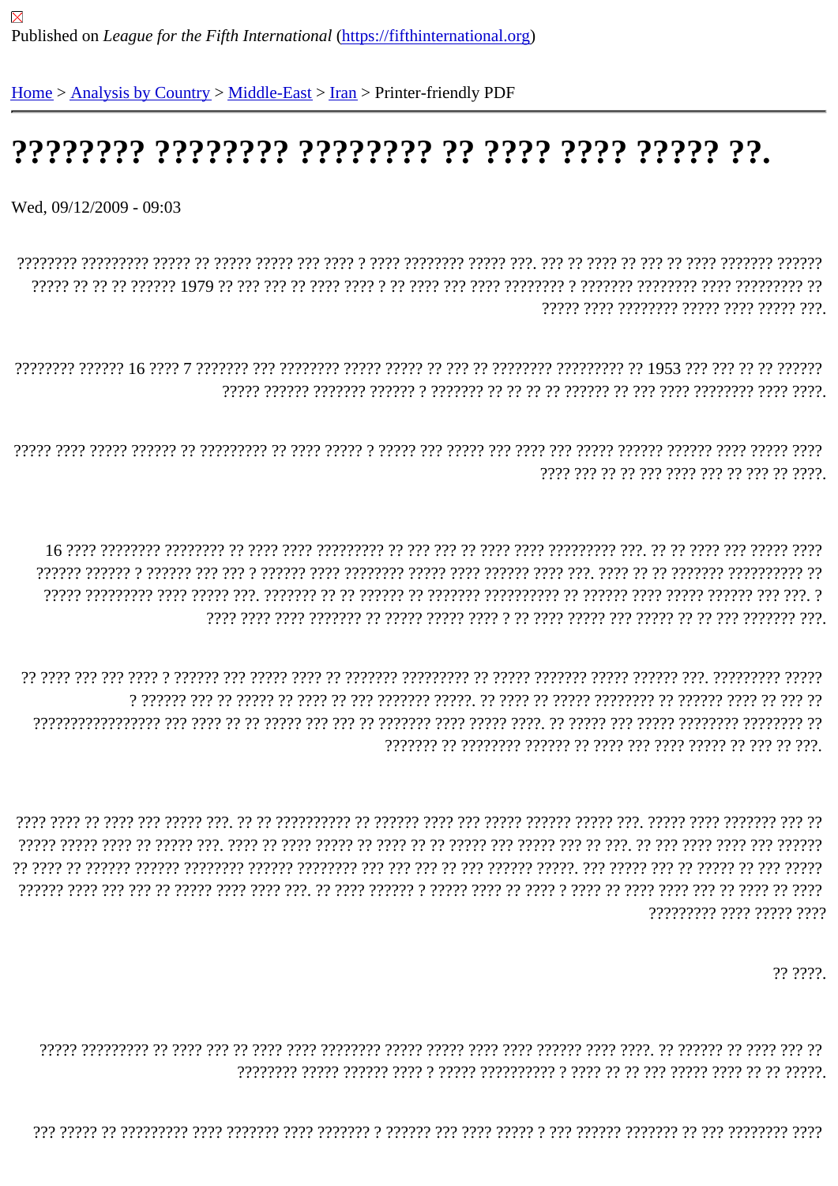Published on *League for the Fifth International* (https://fifthinternational.org)

Home > Analysis by Country > Middle-East > Iran > Printer-friendly PDF

# ???????? ???????? ???????? ?? ???? ???? ????? ??.

Wed, 09/12/2009 - 09:03

???????? ????????? ????? ?? ????? ????? ??? ???? ? ???? ???????? ????? ???. ??? ?? ???? ?? ??? ?? ???? ??????? ?????? ????? ?? ?? ?? ?????? 1979 ?? ??? ??? ?? ???? ???? ? ?? ???? ??? ???? ???????? ? ??????? ???????? ???? ????????? ?? ????? ???? ???????? ????? ???? ????? ???.

???????? ?????? 16 ???? 7 ??????? ??? ???????? ????? ????? ?? ??? ?? ???????? ????????? ?? 1953 ??? ??? ?? ?? ?????? ????? ?????? ??????? ?????? ? ??????? ?? ?? ?? ?? ?????? ?? ??? ???? ???????? ???? ????.

????? ???? ????? ?????? ?? ????????? ?? ???? ????? ? ????? ??? ????? ??? ???? ??? ????? ?????? ?????? ???? ????? ???? ???? ??? ?? ?? ??? ???? ??? ?? ??? ?? ????.

16 ???? ???????? ???????? ?? ???? ???? ????????? ?? ??? ??? ?? ???? ???? ????????? ???. ?? ?? ???? ??? ????? ???? ?????? ?????? ? ?????? ??? ??? ? ?????? ???? ???????? ????? ???? ?????? ???? ???. ???? ?? ?? ??????? ????????? ?? ????? ????????? ???? ????? ???. ??????? ?? ?? ?????? ?? ??????? ????????? ?? ?????? ???? ????? ?????? ??? ???. ? ???? ???? ???? ??????? ?? ????? ????? ???? ? ?? ???? ????? ??? ????? ?? ?? ??? ??????? ???.

?? ???? ??? ??? ???? ? ?????? ??? ????? ???? ?? ??????? ????????? ?? ????? ??????? ????? ?????? ???. ????????? ????? ? ?????? ??? ?? ????? ?? ???? ?? ??? ??????? ?????. ?? ???? ?? ????? ???????? ?? ?????? ???? ?? ??? ?? ???????????????? ??? ???? ?? ?? ????? ??? ??? ?? ??????? ???? ????? ????. ?? ????? ??? ????? ???????? ???????? ?? ??????? ?? ???????? ?????? ?? ???? ??? ???? ????? ?? ??? ?? ???.

???? ???? ?? ???? ??? ????? ???. ?? ?? ?????????? ?? ?????? ???? ??? ????? ?????? ????? ???. ????? ???? ??????? ??? ?? ????? ????? ???? ?? ????? ???. ???? ?? ???? ????? ?? ???? ?? ?? ????? ??? ????? ??? ?? ???. ?? ??? ???? ???? ??? ?????? ?? ???? ?? ?????? ?????? ???????? ?????? ???????? ??? ??? ??? ?? ??? ?????? ?????. ??? ????? ??? ?? ????? ?? ??? ????? ?????? ???? ??? ??? ?? ????? ???? ???? ???. ?? ???? ?????? ? ????? ???? ?? ???? ? ???? ?? ???? ???? ??? ?? ???? ?? ???? ????????? ???? ????? ????

?? ????.

????? ????????? ?? ???? ??? ?? ???? ???? ???????? ????? ????? ???? ???? ?????? ???? ????. ?? ?????? ?? ???? ??? ?? ???????? ????? ?????? ???? ? ????? ?????????? ? ???? ?? ?? ??? ????? ???? ?? ?? ?????.

??? ????? ?? ????????? ???? ??????? ???? ??????? ? ?????? ??? ???? ????? ? ??? ?????? ??????? ?? ??? ???????? ????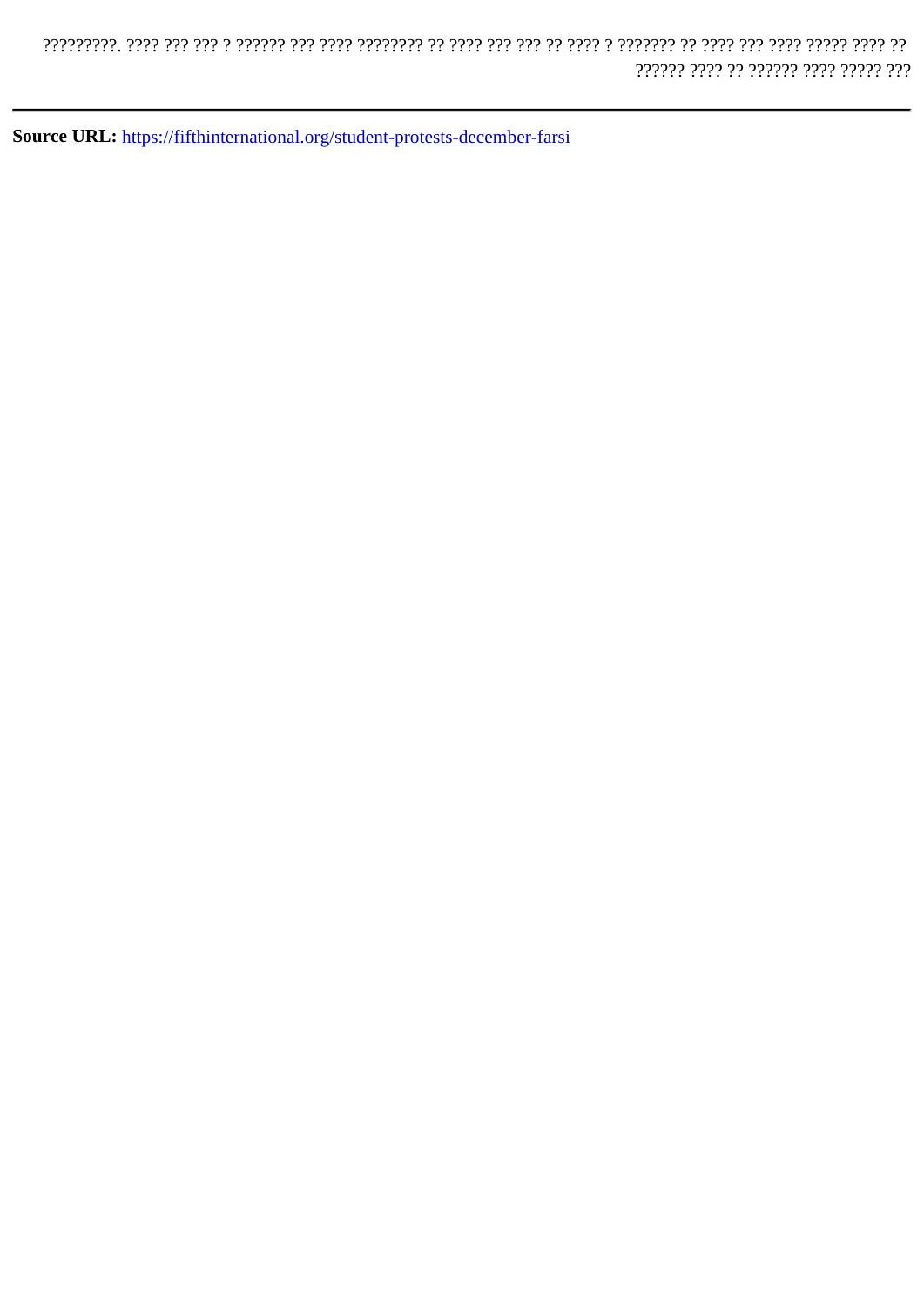?????????. ???? ??? ??? ? ?????? ??? ???? ???????? ?? ???? ??? ??? ?? ???? ? ??????? ?? ???? ??? ???? ????? ???? ?? ?????? ???? ?? ?????? ???? ????? ???

---

**Source URL:** https://fifthinternational.org/student-protests-december-farsi